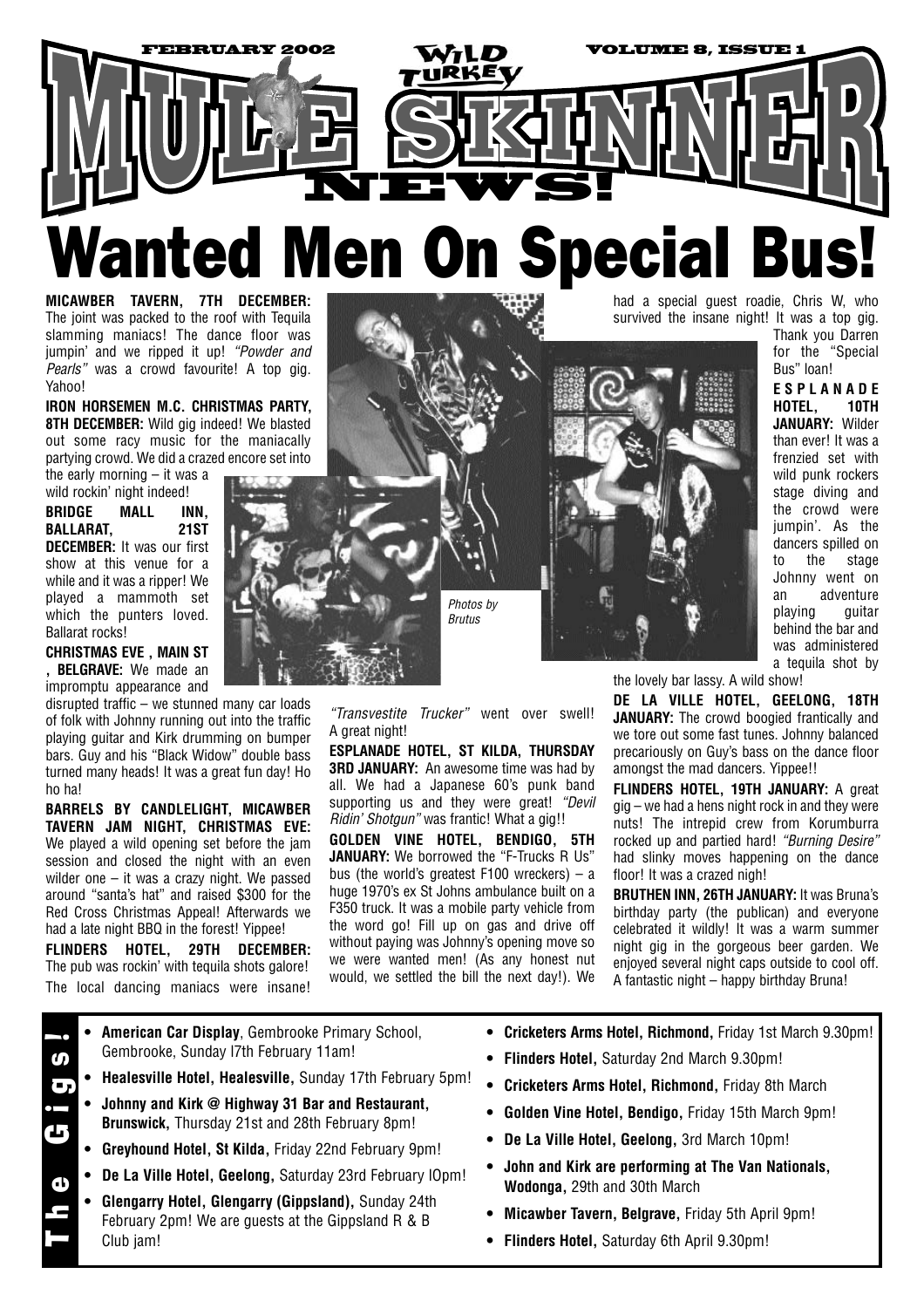FEBRUARY 2002 — WILD TURKEY — VOLUME 8, ISSUE 1

# MULE SKINNER NEWS!

# Wanted Men On Special Bus!

**MICAWBER TAVERN, 7TH DECEMBER:** The joint was packed to the roof with Tequila slamming maniacs! The dance floor was jumpin' and we ripped it up! *"Powder and Pearls"* was a crowd favourite! A top gig. Yahoo!

**IRON HORSEMEN M.C. CHRISTMAS PARTY, 8TH DECEMBER:** Wild gig indeed! We blasted out some racy music for the maniacally partying crowd. We did a crazed encore set into the early morning – it was a wild rockin' night indeed!

**BRIDGE MALL INN, BALLARAT, 21ST DECEMBER:** It was our first show at this venue for a while and it was a ripper! We played a mammoth set which the punters loved. Ballarat rocks!

**CHRISTMAS EVE , MAIN ST , BELGRAVE:** We made an impromptu appearance and disrupted traffic – we stunned many car loads of folk with Johnny running out into the traffic playing guitar and Kirk drumming on bumper bars. Guy and his "Black Widow" double bass turned many heads! It was a great fun day! Ho ho ha!

**BARRELS BY CANDLELIGHT, MICAWBER TAVERN JAM NIGHT, CHRISTMAS EVE:** We played a wild opening set before the jam session and closed the night with an even wilder one – it was a crazy night. We passed around "santa's hat" and raised $300 for the Red Cross Christmas Appeal! Afterwards we had a late night BBQ in the forest! Yippee!

**FLINDERS HOTEL, 29TH DECEMBER:** The pub was rockin' with tequila shots galore! The local dancing maniacs were insane! *"Transvestite Trucker"* went over swell! A great night!

*Photos by Brutus*

**ESPLANADE HOTEL, ST KILDA, THURSDAY 3RD JANUARY:** An awesome time was had by all. We had a Japanese 60's punk band supporting us and they were great! *"Devil Ridin' Shotgun"* was frantic! What a gig!!

**GOLDEN VINE HOTEL, BENDIGO, 5TH JANUARY:** We borrowed the "F-Trucks R Us" bus (the world's greatest F100 wreckers) – a huge 1970's ex St Johns ambulance built on a F350 truck. It was a mobile party vehicle from the word go! Fill up on gas and drive off without paying was Johnny's opening move so we were wanted men! (As any honest nut would, we settled the bill the next day!). We had a special guest roadie, Chris W, who survived the insane night! It was a top gig. Thank you Darren for the "Special Bus" loan!

**ESPLANADE HOTEL, 10TH JANUARY:** Wilder than ever! It was a frenzied set with wild punk rockers stage diving and the crowd were jumpin'. As the dancers spilled on to the stage Johnny went on an adventure playing guitar behind the bar and was administered a tequila shot by the lovely bar lassy. A wild show!

**DE LA VILLE HOTEL, GEELONG, 18TH JANUARY:** The crowd boogied frantically and we tore out some fast tunes. Johnny balanced precariously on Guy's bass on the dance floor amongst the mad dancers. Yippee!!

**FLINDERS HOTEL, 19TH JANUARY:** A great gig – we had a hens night rock in and they were nuts! The intrepid crew from Korumburra rocked up and partied hard! *"Burning Desire"* had slinky moves happening on the dance floor! It was a crazed nigh!

**BRUTHEN INN, 26TH JANUARY:** It was Bruna's birthday party (the publican) and everyone celebrated it wildly! It was a warm summer night gig in the gorgeous beer garden. We enjoyed several night caps outside to cool off. A fantastic night – happy birthday Bruna!

## The Gigs!

- **American Car Display**, Gembrooke Primary School, Gembrooke, Sunday l7th February 11am!
- **Healesville Hotel, Healesville,** Sunday 17th February 5pm!
- **Johnny and Kirk @ Highway 31 Bar and Restaurant, Brunswick,** Thursday 21st and 28th February 8pm!
- **Greyhound Hotel, St Kilda,** Friday 22nd February 9pm!
- **De La Ville Hotel, Geelong,** Saturday 23rd February lOpm!
- **Glengarry Hotel, Glengarry (Gippsland),** Sunday 24th February 2pm! We are guests at the Gippsland R & B Club jam!
- **Cricketers Arms Hotel, Richmond,** Friday 1st March 9.30pm!
- **Flinders Hotel,** Saturday 2nd March 9.30pm!
- **Cricketers Arms Hotel, Richmond,** Friday 8th March
- **Golden Vine Hotel, Bendigo,** Friday 15th March 9pm!
- **De La Ville Hotel, Geelong,** 3rd March 10pm!
- **John and Kirk are performing at The Van Nationals, Wodonga,** 29th and 30th March
- **Micawber Tavern, Belgrave,** Friday 5th April 9pm!
- **Flinders Hotel,** Saturday 6th April 9.30pm!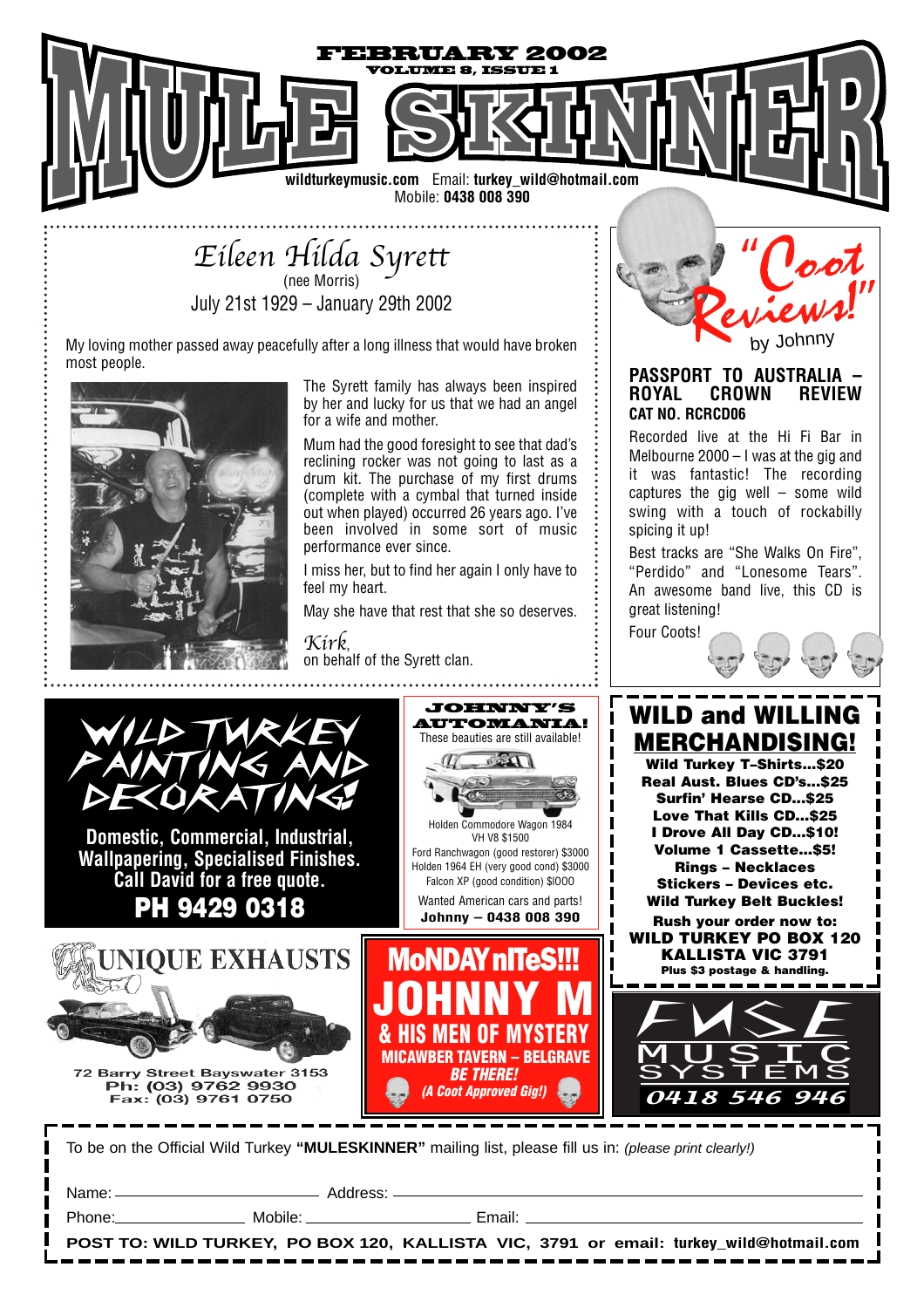# MULE SKINNER

**FEBRUARY 2002**
**VOLUME 8, ISSUE 1**

**wildturkeymusic.com** Email: **turkey_wild@hotmail.com**
Mobile: **0438 008 390**

## *Eileen Hilda Syrett*

(nee Morris)

July 21st 1929 – January 29th 2002

My loving mother passed away peacefully after a long illness that would have broken most people.

The Syrett family has always been inspired by her and lucky for us that we had an angel for a wife and mother.

Mum had the good foresight to see that dad's reclining rocker was not going to last as a drum kit. The purchase of my first drums (complete with a cymbal that turned inside out when played) occurred 26 years ago. I've been involved in some sort of music performance ever since.

I miss her, but to find her again I only have to feel my heart.

May she have that rest that she so deserves.

*Kirk*,
on behalf of the Syrett clan.

## "Coot Reviews!" by Johnny

### PASSPORT TO AUSTRALIA – ROYAL CROWN REVIEW
**CAT NO. RCRCD06**

Recorded live at the Hi Fi Bar in Melbourne 2000 – I was at the gig and it was fantastic! The recording captures the gig well – some wild swing with a touch of rockabilly spicing it up!

Best tracks are "She Walks On Fire", "Perdido" and "Lonesome Tears". An awesome band live, this CD is great listening!

Four Coots!

## WILD TURKEY PAINTING AND DECORATING!

**Domestic, Commercial, Industrial, Wallpapering, Specialised Finishes. Call David for a free quote.**

**PH 9429 0318**

## JOHNNY'S AUTOMANIA!

These beauties are still available!

Holden Commodore Wagon 1984
VH V8 $1500
Ford Ranchwagon (good restorer) $3000
Holden 1964 EH (very good cond) $3000
Falcon XP (good condition) $lOOO

Wanted American cars and parts!
**Johnny – 0438 008 390**

## WILD and WILLING MERCHANDISING!

**Wild Turkey T–Shirts...$20**
**Real Aust. Blues CD's...$25**
**Surfin' Hearse CD...$25**
**Love That Kills CD...$25**
**I Drove All Day CD...$10!**
**Volume 1 Cassette...$5!**
**Rings – Necklaces**
**Stickers – Devices etc.**
**Wild Turkey Belt Buckles!**

**Rush your order now to:**
**WILD TURKEY PO BOX 120**
**KALLISTA VIC 3791**
**Plus $3 postage & handling.**

## UNIQUE EXHAUSTS

72 Barry Street Bayswater 3153
Ph: (03) 9762 9930
Fax: (03) 9761 0750

## MoNDAY nITeS!!!

# JOHNNY M
## & HIS MEN OF MYSTERY

**MICAWBER TAVERN – BELGRAVE**
***BE THERE!***
***(A Coot Approved Gig!)***

## FUSE MUSIC SYSTEMS

**0418 546 946**

To be on the Official Wild Turkey **"MULESKINNER"** mailing list, please fill us in: *(please print clearly!)*

Name: ________________ Address: ________________________________

Phone: ____________ Mobile: ______________ Email: ________________

**POST TO: WILD TURKEY, PO BOX 120, KALLISTA VIC, 3791 or email: turkey_wild@hotmail.com**